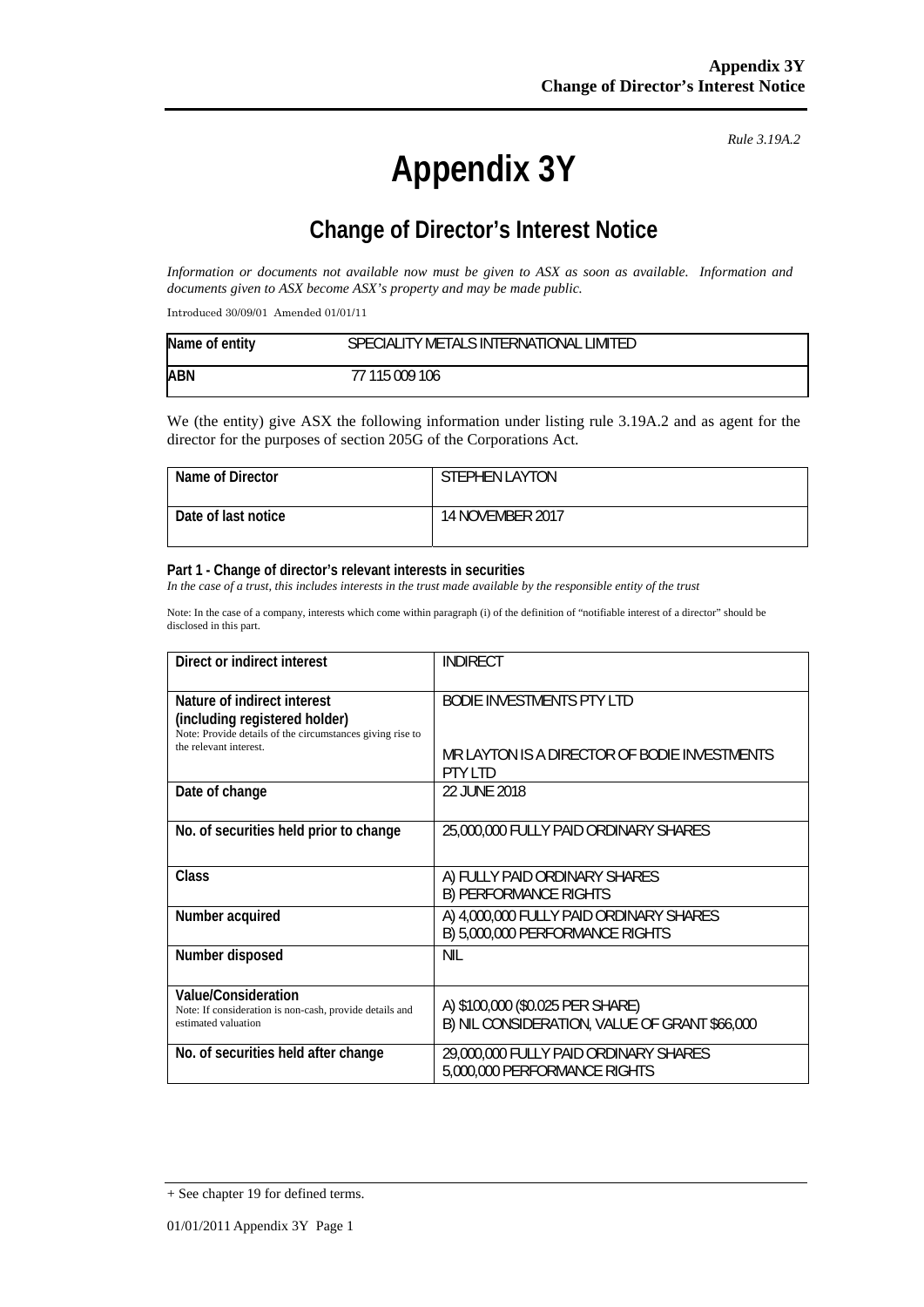*Rule 3.19A.2*

# Appendix 3Y

## Change of Director's Interest Notice

*Information or documents not available now must be given to ASX as soon as available. Information and documents given to ASX become ASX's property and may be made public.*

Introduced 30/09/01 Amended 01/01/11

| Name of entity | SPECIALITY METALS INTERNATIONAL LIMITED |
|---|---|
| ABN | 77 115 009 106 |

We (the entity) give ASX the following information under listing rule 3.19A.2 and as agent for the director for the purposes of section 205G of the Corporations Act.

| Name of Director | STEPHEN LAYTON |
|---|---|
| Date of last notice | 14 NOVEMBER 2017 |

**Part 1 - Change of director's relevant interests in securities**

*In the case of a trust, this includes interests in the trust made available by the responsible entity of the trust*

Note: In the case of a company, interests which come within paragraph (i) of the definition of "notifiable interest of a director" should be disclosed in this part.

| Direct or indirect interest | INDIRECT |
|---|---|
| **Nature of indirect interest (including registered holder)**<br>Note: Provide details of the circumstances giving rise to the relevant interest. | BODIE INVESTMENTS PTY LTD<br><br>MR LAYTON IS A DIRECTOR OF BODIE INVESTMENTS PTY LTD |
| **Date of change** | 22 JUNE 2018 |
| **No. of securities held prior to change** | 25,000,000 FULLY PAID ORDINARY SHARES |
| **Class** | A) FULLY PAID ORDINARY SHARES<br>B) PERFORMANCE RIGHTS |
| **Number acquired** | A) 4,000,000 FULLY PAID ORDINARY SHARES<br>B) 5,000,000 PERFORMANCE RIGHTS |
| **Number disposed** | NIL |
| **Value/Consideration**<br>Note: If consideration is non-cash, provide details and estimated valuation | A) $100,000 ($0.025 PER SHARE)<br>B) NIL CONSIDERATION, VALUE OF GRANT $66,000 |
| **No. of securities held after change** | 29,000,000 FULLY PAID ORDINARY SHARES<br>5,000,000 PERFORMANCE RIGHTS |

+ See chapter 19 for defined terms.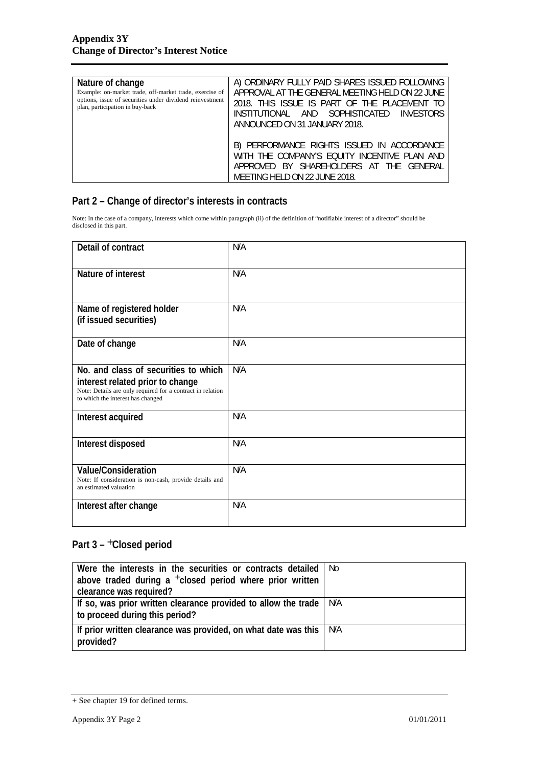| | |
|---|---|
| **Nature of change**<br>Example: on-market trade, off-market trade, exercise of options, issue of securities under dividend reinvestment plan, participation in buy-back | A) ORDINARY FULLY PAID SHARES ISSUED FOLLOWING APPROVAL AT THE GENERAL MEETING HELD ON 22 JUNE 2018. THIS ISSUE IS PART OF THE PLACEMENT TO INSTITUTIONAL AND SOPHISTICATED INVESTORS ANNOUNCED ON 31 JANUARY 2018.<br><br>B) PERFORMANCE RIGHTS ISSUED IN ACCORDANCE WITH THE COMPANY'S EQUITY INCENTIVE PLAN AND APPROVED BY SHAREHOLDERS AT THE GENERAL MEETING HELD ON 22 JUNE 2018. |

## Part 2 – Change of director's interests in contracts

Note: In the case of a company, interests which come within paragraph (ii) of the definition of "notifiable interest of a director" should be disclosed in this part.

| | |
|---|---|
| **Detail of contract** | N/A |
| **Nature of interest** | N/A |
| **Name of registered holder (if issued securities)** | N/A |
| **Date of change** | N/A |
| **No. and class of securities to which interest related prior to change**<br>Note: Details are only required for a contract in relation to which the interest has changed | N/A |
| **Interest acquired** | N/A |
| **Interest disposed** | N/A |
| **Value/Consideration**<br>Note: If consideration is non-cash, provide details and an estimated valuation | N/A |
| **Interest after change** | N/A |

## Part 3 – +Closed period

| | |
|---|---|
| **Were the interests in the securities or contracts detailed above traded during a +closed period where prior written clearance was required?** | No |
| **If so, was prior written clearance provided to allow the trade to proceed during this period?** | N/A |
| **If prior written clearance was provided, on what date was this provided?** | N/A |

+ See chapter 19 for defined terms.